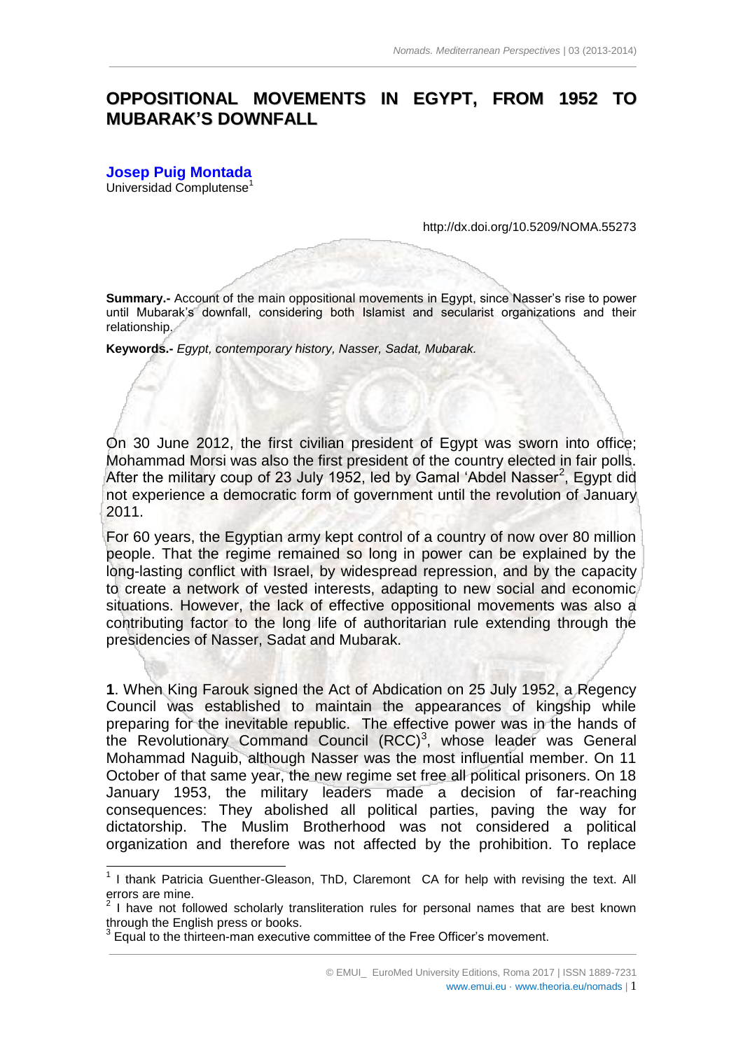# OPPOSITIONAL MOVEMENTS IN EGYPT, FROM 1952 TO MUBARAK'S DOWNFALL

**Josep Puig Montada**
Universidad Complutense[1]

http://dx.doi.org/10.5209/NOMA.55273

**Summary.-** Account of the main oppositional movements in Egypt, since Nasser's rise to power until Mubarak's downfall, considering both Islamist and secularist organizations and their relationship.

**Keywords.-** *Egypt, contemporary history, Nasser, Sadat, Mubarak.*

On 30 June 2012, the first civilian president of Egypt was sworn into office; Mohammad Morsi was also the first president of the country elected in fair polls. After the military coup of 23 July 1952, led by Gamal 'Abdel Nasser[2], Egypt did not experience a democratic form of government until the revolution of January 2011.

For 60 years, the Egyptian army kept control of a country of now over 80 million people. That the regime remained so long in power can be explained by the long-lasting conflict with Israel, by widespread repression, and by the capacity to create a network of vested interests, adapting to new social and economic situations. However, the lack of effective oppositional movements was also a contributing factor to the long life of authoritarian rule extending through the presidencies of Nasser, Sadat and Mubarak.

**1**. When King Farouk signed the Act of Abdication on 25 July 1952, a Regency Council was established to maintain the appearances of kingship while preparing for the inevitable republic. The effective power was in the hands of the Revolutionary Command Council (RCC)[3], whose leader was General Mohammad Naguib, although Nasser was the most influential member. On 11 October of that same year, the new regime set free all political prisoners. On 18 January 1953, the military leaders made a decision of far-reaching consequences: They abolished all political parties, paving the way for dictatorship. The Muslim Brotherhood was not considered a political organization and therefore was not affected by the prohibition. To replace

---

[1] I thank Patricia Guenther-Gleason, ThD, Claremont CA for help with revising the text. All errors are mine.

[2] I have not followed scholarly transliteration rules for personal names that are best known through the English press or books.

[3] Equal to the thirteen-man executive committee of the Free Officer's movement.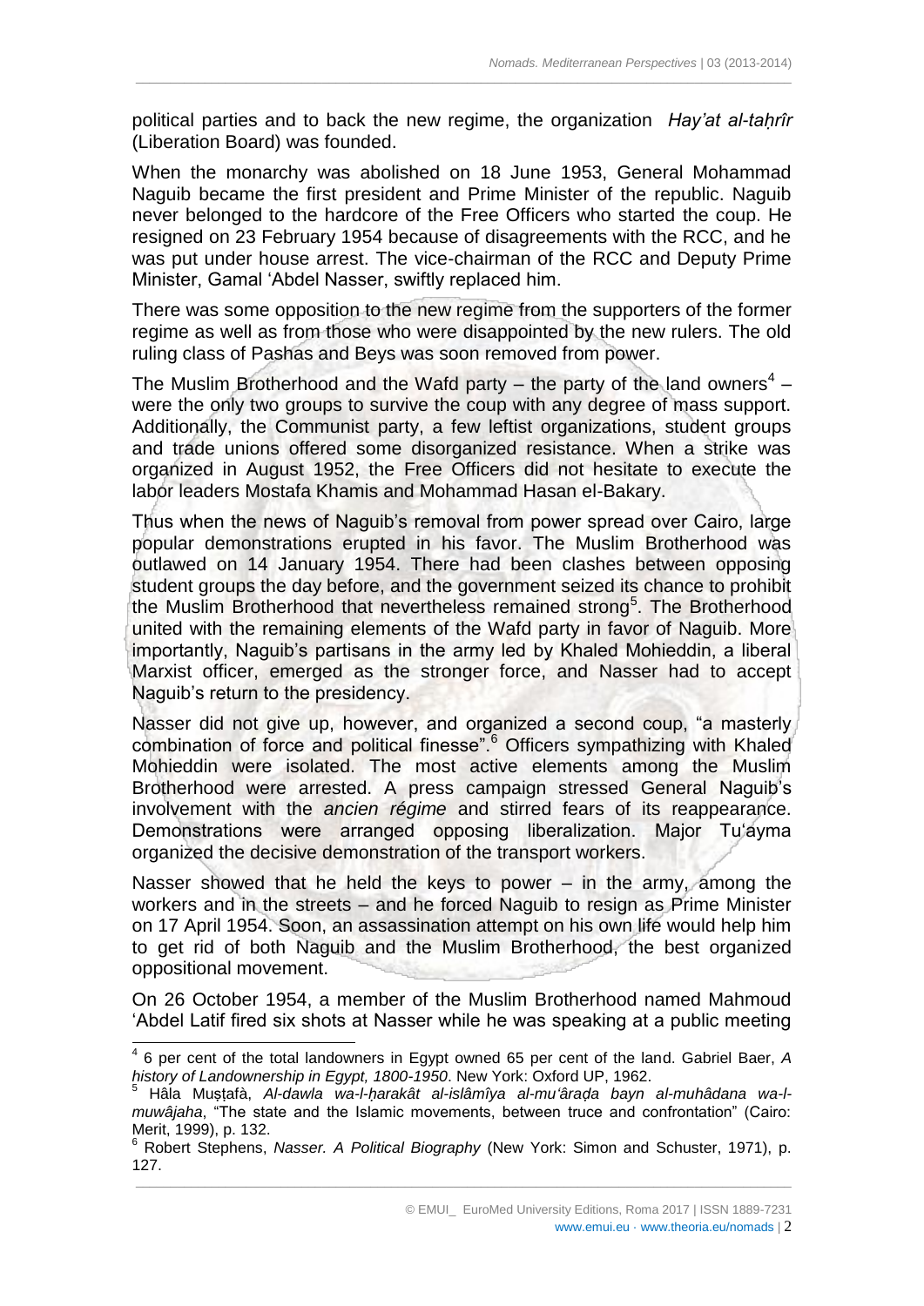political parties and to back the new regime, the organization *Hay'at al-taḥrîr* (Liberation Board) was founded.

When the monarchy was abolished on 18 June 1953, General Mohammad Naguib became the first president and Prime Minister of the republic. Naguib never belonged to the hardcore of the Free Officers who started the coup. He resigned on 23 February 1954 because of disagreements with the RCC, and he was put under house arrest. The vice-chairman of the RCC and Deputy Prime Minister, Gamal 'Abdel Nasser, swiftly replaced him.

There was some opposition to the new regime from the supporters of the former regime as well as from those who were disappointed by the new rulers. The old ruling class of Pashas and Beys was soon removed from power.

The Muslim Brotherhood and the Wafd party – the party of the land owners[4] – were the only two groups to survive the coup with any degree of mass support. Additionally, the Communist party, a few leftist organizations, student groups and trade unions offered some disorganized resistance. When a strike was organized in August 1952, the Free Officers did not hesitate to execute the labor leaders Mostafa Khamis and Mohammad Hasan el-Bakary.

Thus when the news of Naguib's removal from power spread over Cairo, large popular demonstrations erupted in his favor. The Muslim Brotherhood was outlawed on 14 January 1954. There had been clashes between opposing student groups the day before, and the government seized its chance to prohibit the Muslim Brotherhood that nevertheless remained strong[5]. The Brotherhood united with the remaining elements of the Wafd party in favor of Naguib. More importantly, Naguib's partisans in the army led by Khaled Mohieddin, a liberal Marxist officer, emerged as the stronger force, and Nasser had to accept Naguib's return to the presidency.

Nasser did not give up, however, and organized a second coup, "a masterly combination of force and political finesse".[6] Officers sympathizing with Khaled Mohieddin were isolated. The most active elements among the Muslim Brotherhood were arrested. A press campaign stressed General Naguib's involvement with the *ancien régime* and stirred fears of its reappearance. Demonstrations were arranged opposing liberalization. Major Tu'ayma organized the decisive demonstration of the transport workers.

Nasser showed that he held the keys to power – in the army, among the workers and in the streets – and he forced Naguib to resign as Prime Minister on 17 April 1954. Soon, an assassination attempt on his own life would help him to get rid of both Naguib and the Muslim Brotherhood, the best organized oppositional movement.

On 26 October 1954, a member of the Muslim Brotherhood named Mahmoud 'Abdel Latif fired six shots at Nasser while he was speaking at a public meeting

---

[4] 6 per cent of the total landowners in Egypt owned 65 per cent of the land. Gabriel Baer, *A history of Landownership in Egypt, 1800-1950*. New York: Oxford UP, 1962.

[5] Hâla Muṣṭafà, *Al-dawla wa-l-ḥarakât al-islâmîya al-mu'âraḍa bayn al-muhâdana wa-l-muwâjaha*, "The state and the Islamic movements, between truce and confrontation" (Cairo: Merit, 1999), p. 132.

[6] Robert Stephens, *Nasser. A Political Biography* (New York: Simon and Schuster, 1971), p. 127.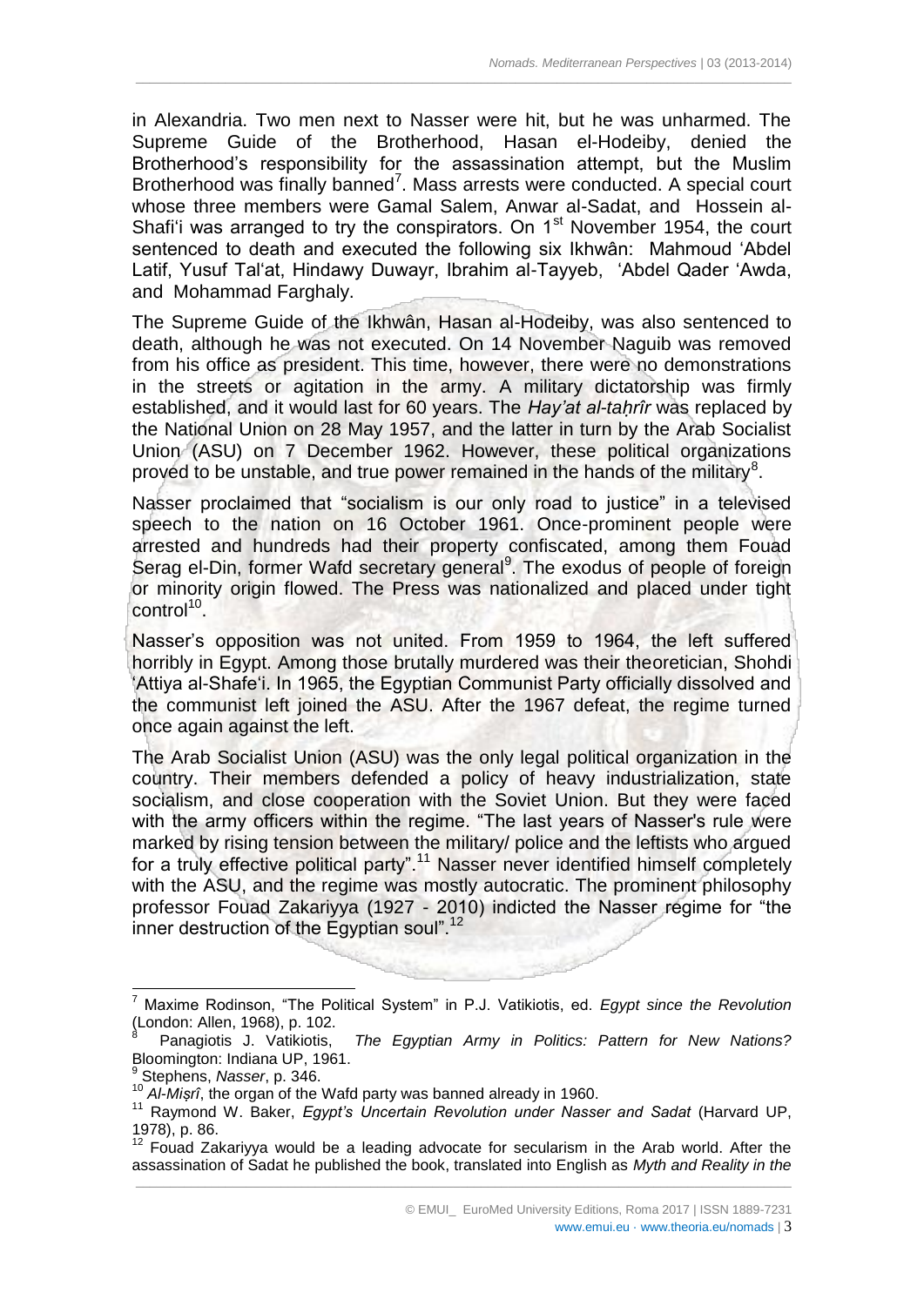in Alexandria. Two men next to Nasser were hit, but he was unharmed. The Supreme Guide of the Brotherhood, Hasan el-Hodeiby, denied the Brotherhood's responsibility for the assassination attempt, but the Muslim Brotherhood was finally banned[7]. Mass arrests were conducted. A special court whose three members were Gamal Salem, Anwar al-Sadat, and Hossein al-Shafi'i was arranged to try the conspirators. On 1st November 1954, the court sentenced to death and executed the following six Ikhwân: Mahmoud 'Abdel Latif, Yusuf Tal'at, Hindawy Duwayr, Ibrahim al-Tayyeb, 'Abdel Qader 'Awda, and Mohammad Farghaly.

The Supreme Guide of the Ikhwân, Hasan al-Hodeiby, was also sentenced to death, although he was not executed. On 14 November Naguib was removed from his office as president. This time, however, there were no demonstrations in the streets or agitation in the army. A military dictatorship was firmly established, and it would last for 60 years. The *Hay'at al-taḥrîr* was replaced by the National Union on 28 May 1957, and the latter in turn by the Arab Socialist Union (ASU) on 7 December 1962. However, these political organizations proved to be unstable, and true power remained in the hands of the military[8].

Nasser proclaimed that "socialism is our only road to justice" in a televised speech to the nation on 16 October 1961. Once-prominent people were arrested and hundreds had their property confiscated, among them Fouad Serag el-Din, former Wafd secretary general[9]. The exodus of people of foreign or minority origin flowed. The Press was nationalized and placed under tight control[10].

Nasser's opposition was not united. From 1959 to 1964, the left suffered horribly in Egypt. Among those brutally murdered was their theoretician, Shohdi 'Attiya al-Shafe'i. In 1965, the Egyptian Communist Party officially dissolved and the communist left joined the ASU. After the 1967 defeat, the regime turned once again against the left.

The Arab Socialist Union (ASU) was the only legal political organization in the country. Their members defended a policy of heavy industrialization, state socialism, and close cooperation with the Soviet Union. But they were faced with the army officers within the regime. "The last years of Nasser's rule were marked by rising tension between the military/ police and the leftists who argued for a truly effective political party".[11] Nasser never identified himself completely with the ASU, and the regime was mostly autocratic. The prominent philosophy professor Fouad Zakariyya (1927 - 2010) indicted the Nasser regime for "the inner destruction of the Egyptian soul".[12]

---

[7] Maxime Rodinson, "The Political System" in P.J. Vatikiotis, ed. *Egypt since the Revolution* (London: Allen, 1968), p. 102.

[8] Panagiotis J. Vatikiotis, *The Egyptian Army in Politics: Pattern for New Nations?* Bloomington: Indiana UP, 1961.

[9] Stephens, *Nasser*, p. 346.

[10] *Al-Miṣrî*, the organ of the Wafd party was banned already in 1960.

[11] Raymond W. Baker, *Egypt's Uncertain Revolution under Nasser and Sadat* (Harvard UP, 1978), p. 86.

[12] Fouad Zakariyya would be a leading advocate for secularism in the Arab world. After the assassination of Sadat he published the book, translated into English as *Myth and Reality in the*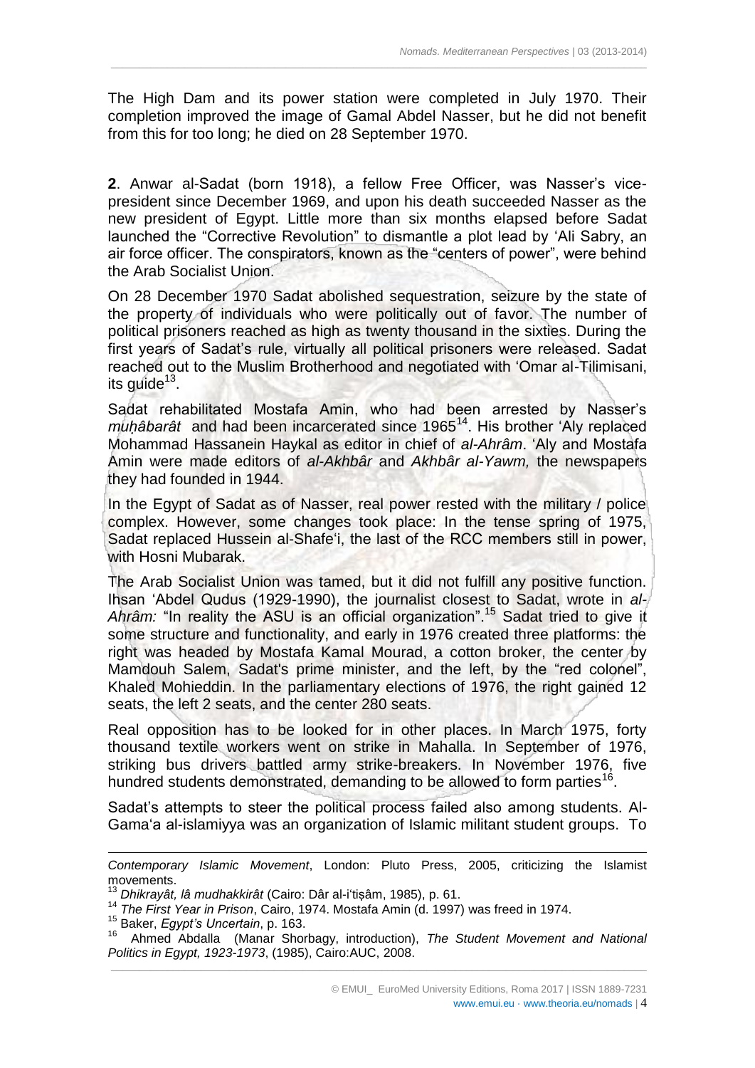The High Dam and its power station were completed in July 1970. Their completion improved the image of Gamal Abdel Nasser, but he did not benefit from this for too long; he died on 28 September 1970.

**2**. Anwar al-Sadat (born 1918), a fellow Free Officer, was Nasser's vice-president since December 1969, and upon his death succeeded Nasser as the new president of Egypt. Little more than six months elapsed before Sadat launched the "Corrective Revolution" to dismantle a plot lead by 'Ali Sabry, an air force officer. The conspirators, known as the "centers of power", were behind the Arab Socialist Union.

On 28 December 1970 Sadat abolished sequestration, seizure by the state of the property of individuals who were politically out of favor. The number of political prisoners reached as high as twenty thousand in the sixties. During the first years of Sadat's rule, virtually all political prisoners were released. Sadat reached out to the Muslim Brotherhood and negotiated with 'Omar al-Tilimisani, its guide[13].

Sadat rehabilitated Mostafa Amin, who had been arrested by Nasser's *muḥâbarât* and had been incarcerated since 1965[14]. His brother 'Aly replaced Mohammad Hassanein Haykal as editor in chief of *al-Ahrâm*. 'Aly and Mostafa Amin were made editors of *al-Akhbâr* and *Akhbâr al-Yawm,* the newspapers they had founded in 1944.

In the Egypt of Sadat as of Nasser, real power rested with the military / police complex. However, some changes took place: In the tense spring of 1975, Sadat replaced Hussein al-Shafe'i, the last of the RCC members still in power, with Hosni Mubarak.

The Arab Socialist Union was tamed, but it did not fulfill any positive function. Ihsan 'Abdel Qudus (1929-1990), the journalist closest to Sadat, wrote in *al-Ahrâm:* "In reality the ASU is an official organization".[15] Sadat tried to give it some structure and functionality, and early in 1976 created three platforms: the right was headed by Mostafa Kamal Mourad, a cotton broker, the center by Mamdouh Salem, Sadat's prime minister, and the left, by the "red colonel", Khaled Mohieddin. In the parliamentary elections of 1976, the right gained 12 seats, the left 2 seats, and the center 280 seats.

Real opposition has to be looked for in other places. In March 1975, forty thousand textile workers went on strike in Mahalla. In September of 1976, striking bus drivers battled army strike-breakers. In November 1976, five hundred students demonstrated, demanding to be allowed to form parties[16].

Sadat's attempts to steer the political process failed also among students. Al-Gama'a al-islamiyya was an organization of Islamic militant student groups. To

---

*Contemporary Islamic Movement*, London: Pluto Press, 2005, criticizing the Islamist movements.

[13] *Dhikrayât, lâ mudhakkirât* (Cairo: Dâr al-i'tiṣâm, 1985), p. 61.

[14] *The First Year in Prison*, Cairo, 1974. Mostafa Amin (d. 1997) was freed in 1974.

[15] Baker, *Egypt's Uncertain*, p. 163.

[16] Ahmed Abdalla (Manar Shorbagy, introduction), *The Student Movement and National Politics in Egypt, 1923-1973*, (1985), Cairo:AUC, 2008.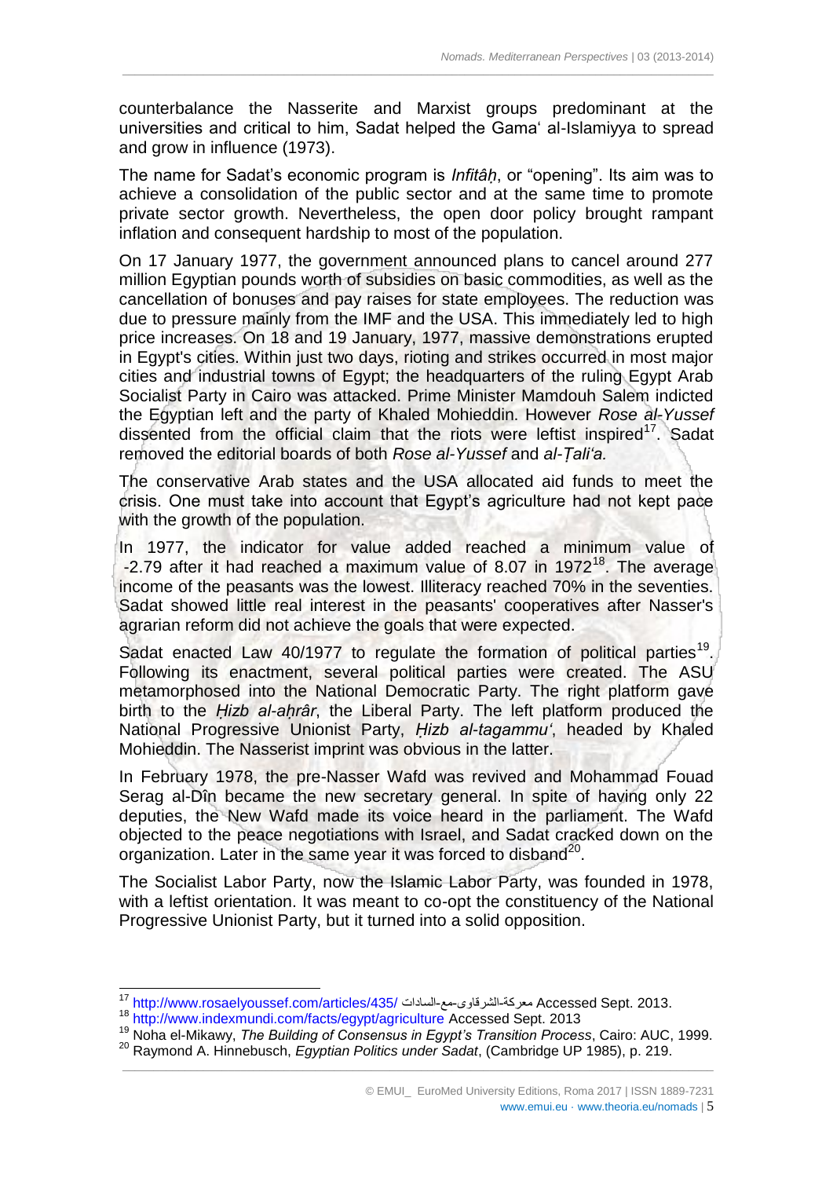counterbalance the Nasserite and Marxist groups predominant at the universities and critical to him, Sadat helped the Gama‘ al-Islamiyya to spread and grow in influence (1973).

The name for Sadat’s economic program is *Infitâḥ*, or “opening”. Its aim was to achieve a consolidation of the public sector and at the same time to promote private sector growth. Nevertheless, the open door policy brought rampant inflation and consequent hardship to most of the population.

On 17 January 1977, the government announced plans to cancel around 277 million Egyptian pounds worth of subsidies on basic commodities, as well as the cancellation of bonuses and pay raises for state employees. The reduction was due to pressure mainly from the IMF and the USA. This immediately led to high price increases. On 18 and 19 January, 1977, massive demonstrations erupted in Egypt's cities. Within just two days, rioting and strikes occurred in most major cities and industrial towns of Egypt; the headquarters of the ruling Egypt Arab Socialist Party in Cairo was attacked. Prime Minister Mamdouh Salem indicted the Egyptian left and the party of Khaled Mohieddin. However *Rose al-Yussef* dissented from the official claim that the riots were leftist inspired[17]. Sadat removed the editorial boards of both *Rose al-Yussef* and *al-Ṭali‘a.*

The conservative Arab states and the USA allocated aid funds to meet the crisis. One must take into account that Egypt’s agriculture had not kept pace with the growth of the population.

In 1977, the indicator for value added reached a minimum value of -2.79 after it had reached a maximum value of 8.07 in 1972[18]. The average income of the peasants was the lowest. Illiteracy reached 70% in the seventies. Sadat showed little real interest in the peasants' cooperatives after Nasser's agrarian reform did not achieve the goals that were expected.

Sadat enacted Law 40/1977 to regulate the formation of political parties[19]. Following its enactment, several political parties were created. The ASU metamorphosed into the National Democratic Party. The right platform gave birth to the *Ḥizb al-aḥrâr*, the Liberal Party. The left platform produced the National Progressive Unionist Party, *Ḥizb al-tagammu‘*, headed by Khaled Mohieddin. The Nasserist imprint was obvious in the latter.

In February 1978, the pre-Nasser Wafd was revived and Mohammad Fouad Serag al-Dîn became the new secretary general. In spite of having only 22 deputies, the New Wafd made its voice heard in the parliament. The Wafd objected to the peace negotiations with Israel, and Sadat cracked down on the organization. Later in the same year it was forced to disband[20].

The Socialist Labor Party, now the Islamic Labor Party, was founded in 1978, with a leftist orientation. It was meant to co-opt the constituency of the National Progressive Unionist Party, but it turned into a solid opposition.

---

[17] http://www.rosaelyoussef.com/articles/435/ معركة-الشرقاوى-مع-السادات Accessed Sept. 2013.

[18] http://www.indexmundi.com/facts/egypt/agriculture Accessed Sept. 2013

[19] Noha el-Mikawy, *The Building of Consensus in Egypt’s Transition Process*, Cairo: AUC, 1999.

[20] Raymond A. Hinnebusch, *Egyptian Politics under Sadat*, (Cambridge UP 1985), p. 219.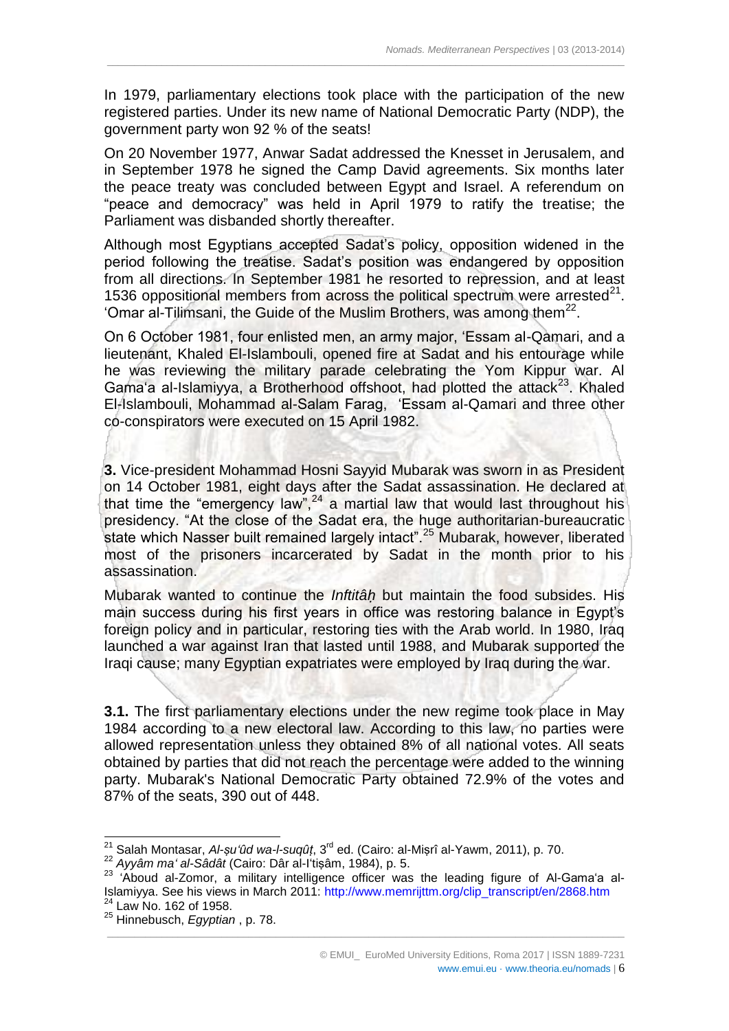In 1979, parliamentary elections took place with the participation of the new registered parties. Under its new name of National Democratic Party (NDP), the government party won 92 % of the seats!

On 20 November 1977, Anwar Sadat addressed the Knesset in Jerusalem, and in September 1978 he signed the Camp David agreements. Six months later the peace treaty was concluded between Egypt and Israel. A referendum on "peace and democracy" was held in April 1979 to ratify the treatise; the Parliament was disbanded shortly thereafter.

Although most Egyptians accepted Sadat's policy, opposition widened in the period following the treatise. Sadat's position was endangered by opposition from all directions. In September 1981 he resorted to repression, and at least 1536 oppositional members from across the political spectrum were arrested[21]. 'Omar al-Tilimsani, the Guide of the Muslim Brothers, was among them[22].

On 6 October 1981, four enlisted men, an army major, 'Essam al-Qamari, and a lieutenant, Khaled El-Islambouli, opened fire at Sadat and his entourage while he was reviewing the military parade celebrating the Yom Kippur war. Al Gama'a al-Islamiyya, a Brotherhood offshoot, had plotted the attack[23]. Khaled El-Islambouli, Mohammad al-Salam Farag, 'Essam al-Qamari and three other co-conspirators were executed on 15 April 1982.

**3.** Vice-president Mohammad Hosni Sayyid Mubarak was sworn in as President on 14 October 1981, eight days after the Sadat assassination. He declared at that time the "emergency law",[24] a martial law that would last throughout his presidency. "At the close of the Sadat era, the huge authoritarian-bureaucratic state which Nasser built remained largely intact".[25] Mubarak, however, liberated most of the prisoners incarcerated by Sadat in the month prior to his assassination.

Mubarak wanted to continue the *Inftitâḥ* but maintain the food subsides. His main success during his first years in office was restoring balance in Egypt's foreign policy and in particular, restoring ties with the Arab world. In 1980, Iraq launched a war against Iran that lasted until 1988, and Mubarak supported the Iraqi cause; many Egyptian expatriates were employed by Iraq during the war.

**3.1.** The first parliamentary elections under the new regime took place in May 1984 according to a new electoral law. According to this law, no parties were allowed representation unless they obtained 8% of all national votes. All seats obtained by parties that did not reach the percentage were added to the winning party. Mubarak's National Democratic Party obtained 72.9% of the votes and 87% of the seats, 390 out of 448.

---

[21] Salah Montasar, *Al-ṣu'ûd wa-l-suqûṭ*, 3rd ed. (Cairo: al-Miṣrî al-Yawm, 2011), p. 70.

[22] *Ayyâm ma' al-Sâdât* (Cairo: Dâr al-I'tiṣâm, 1984), p. 5.

[23] 'Aboud al-Zomor, a military intelligence officer was the leading figure of Al-Gama'a al-Islamiyya. See his views in March 2011: http://www.memrijttm.org/clip_transcript/en/2868.htm

[24] Law No. 162 of 1958.

[25] Hinnebusch, *Egyptian* , p. 78.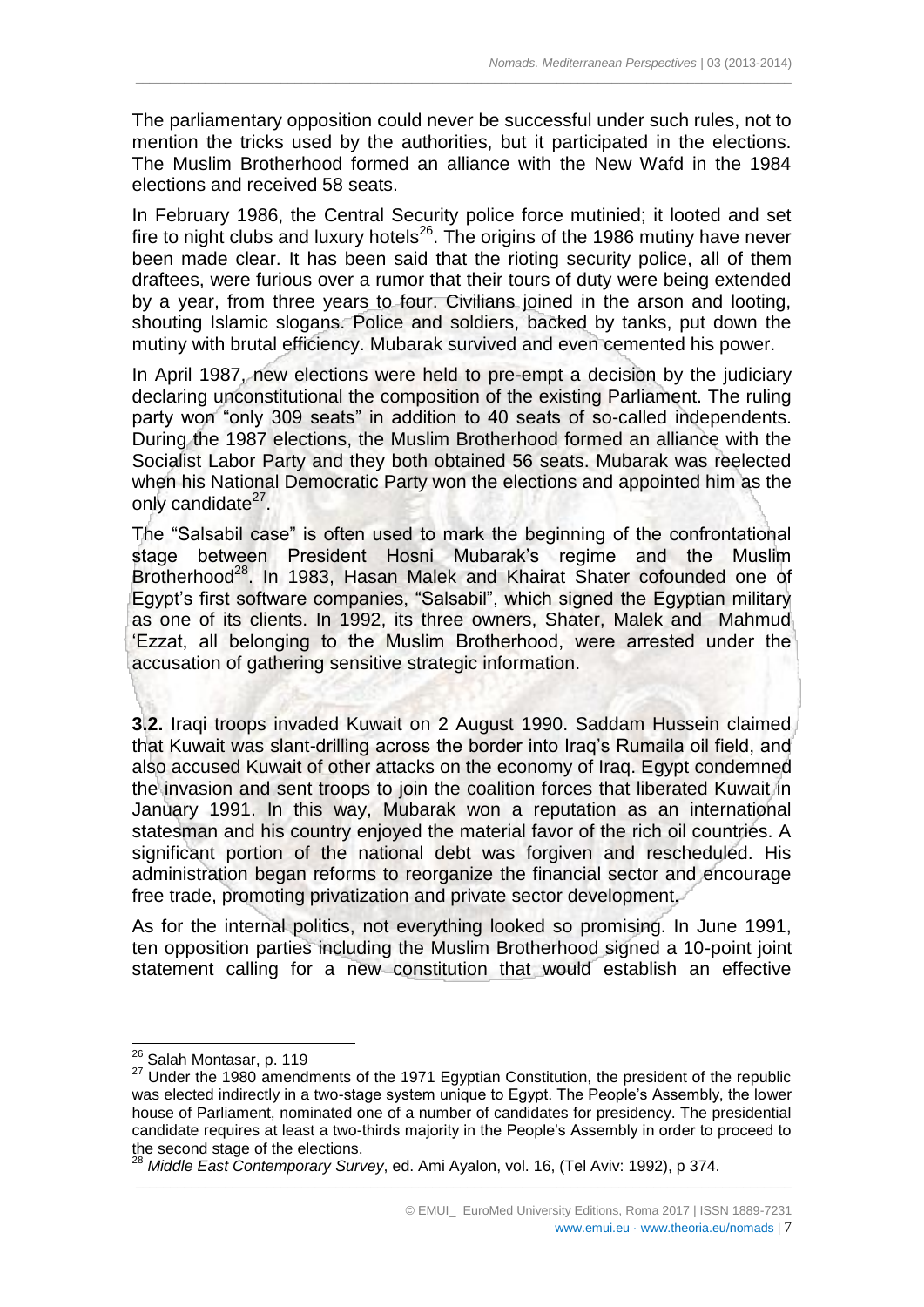The parliamentary opposition could never be successful under such rules, not to mention the tricks used by the authorities, but it participated in the elections. The Muslim Brotherhood formed an alliance with the New Wafd in the 1984 elections and received 58 seats.

In February 1986, the Central Security police force mutinied; it looted and set fire to night clubs and luxury hotels[26]. The origins of the 1986 mutiny have never been made clear. It has been said that the rioting security police, all of them draftees, were furious over a rumor that their tours of duty were being extended by a year, from three years to four. Civilians joined in the arson and looting, shouting Islamic slogans. Police and soldiers, backed by tanks, put down the mutiny with brutal efficiency. Mubarak survived and even cemented his power.

In April 1987, new elections were held to pre-empt a decision by the judiciary declaring unconstitutional the composition of the existing Parliament. The ruling party won "only 309 seats" in addition to 40 seats of so-called independents. During the 1987 elections, the Muslim Brotherhood formed an alliance with the Socialist Labor Party and they both obtained 56 seats. Mubarak was reelected when his National Democratic Party won the elections and appointed him as the only candidate[27].

The "Salsabil case" is often used to mark the beginning of the confrontational stage between President Hosni Mubarak's regime and the Muslim Brotherhood[28]. In 1983, Hasan Malek and Khairat Shater cofounded one of Egypt's first software companies, "Salsabil", which signed the Egyptian military as one of its clients. In 1992, its three owners, Shater, Malek and Mahmud 'Ezzat, all belonging to the Muslim Brotherhood, were arrested under the accusation of gathering sensitive strategic information.

**3.2.** Iraqi troops invaded Kuwait on 2 August 1990. Saddam Hussein claimed that Kuwait was slant-drilling across the border into Iraq's Rumaila oil field, and also accused Kuwait of other attacks on the economy of Iraq. Egypt condemned the invasion and sent troops to join the coalition forces that liberated Kuwait in January 1991. In this way, Mubarak won a reputation as an international statesman and his country enjoyed the material favor of the rich oil countries. A significant portion of the national debt was forgiven and rescheduled. His administration began reforms to reorganize the financial sector and encourage free trade, promoting privatization and private sector development.

As for the internal politics, not everything looked so promising. In June 1991, ten opposition parties including the Muslim Brotherhood signed a 10-point joint statement calling for a new constitution that would establish an effective

---

[26] Salah Montasar, p. 119

[27] Under the 1980 amendments of the 1971 Egyptian Constitution, the president of the republic was elected indirectly in a two-stage system unique to Egypt. The People's Assembly, the lower house of Parliament, nominated one of a number of candidates for presidency. The presidential candidate requires at least a two-thirds majority in the People's Assembly in order to proceed to the second stage of the elections.

[28] *Middle East Contemporary Survey*, ed. Ami Ayalon, vol. 16, (Tel Aviv: 1992), p 374.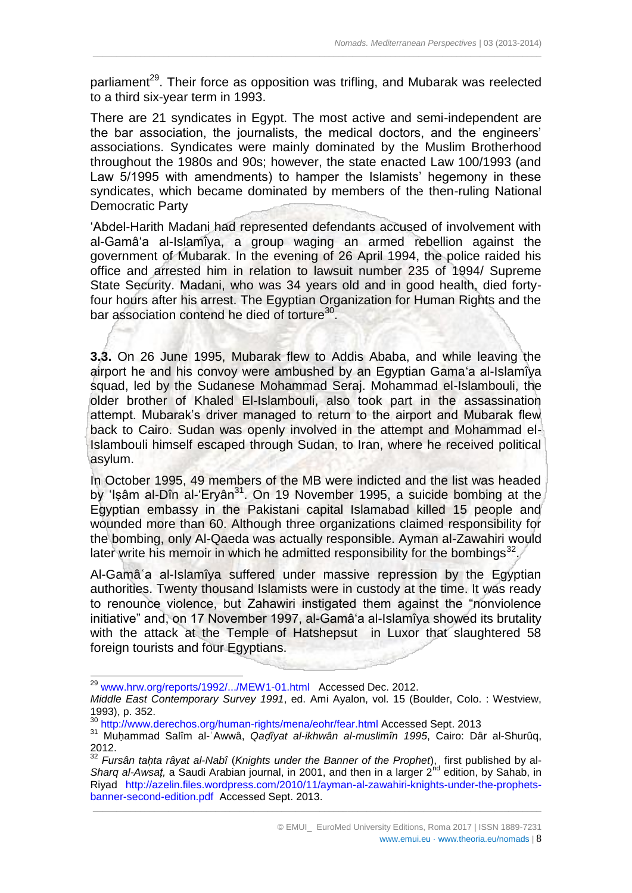parliament[29]. Their force as opposition was trifling, and Mubarak was reelected to a third six-year term in 1993.

There are 21 syndicates in Egypt. The most active and semi-independent are the bar association, the journalists, the medical doctors, and the engineers' associations. Syndicates were mainly dominated by the Muslim Brotherhood throughout the 1980s and 90s; however, the state enacted Law 100/1993 (and Law 5/1995 with amendments) to hamper the Islamists' hegemony in these syndicates, which became dominated by members of the then-ruling National Democratic Party

'Abdel-Harith Madani had represented defendants accused of involvement with al-Gamâ'a al-Islamîya, a group waging an armed rebellion against the government of Mubarak. In the evening of 26 April 1994, the police raided his office and arrested him in relation to lawsuit number 235 of 1994/ Supreme State Security. Madani, who was 34 years old and in good health, died forty-four hours after his arrest. The Egyptian Organization for Human Rights and the bar association contend he died of torture[30].

**3.3.** On 26 June 1995, Mubarak flew to Addis Ababa, and while leaving the airport he and his convoy were ambushed by an Egyptian Gama'a al-Islamîya squad, led by the Sudanese Mohammad Seraj. Mohammad el-Islambouli, the older brother of Khaled El-Islambouli, also took part in the assassination attempt. Mubarak's driver managed to return to the airport and Mubarak flew back to Cairo. Sudan was openly involved in the attempt and Mohammad el-Islambouli himself escaped through Sudan, to Iran, where he received political asylum.

In October 1995, 49 members of the MB were indicted and the list was headed by 'Iṣâm al-Dîn al-'Eryân[31]. On 19 November 1995, a suicide bombing at the Egyptian embassy in the Pakistani capital Islamabad killed 15 people and wounded more than 60. Although three organizations claimed responsibility for the bombing, only Al-Qaeda was actually responsible. Ayman al-Zawahiri would later write his memoir in which he admitted responsibility for the bombings[32].

Al-Gamâʿa al-Islamîya suffered under massive repression by the Egyptian authorities. Twenty thousand Islamists were in custody at the time. It was ready to renounce violence, but Zahawiri instigated them against the "nonviolence initiative" and, on 17 November 1997, al-Gamâ'a al-Islamîya showed its brutality with the attack at the Temple of Hatshepsut in Luxor that slaughtered 58 foreign tourists and four Egyptians.

---

[29] www.hrw.org/reports/1992/.../MEW1-01.html Accessed Dec. 2012.
*Middle East Contemporary Survey 1991*, ed. Ami Ayalon, vol. 15 (Boulder, Colo. : Westview, 1993), p. 352.

[30] http://www.derechos.org/human-rights/mena/eohr/fear.html Accessed Sept. 2013

[31] Muḥammad Salîm al-ʿAwwâ, *Qaḍîyat al-ikhwân al-muslimîn 1995*, Cairo: Dâr al-Shurûq, 2012.

[32] *Fursân taḥta râyat al-Nabî* (*Knights under the Banner of the Prophet*), first published by *al-Sharq al-Awsaṭ,* a Saudi Arabian journal, in 2001, and then in a larger 2nd edition, by Sahab, in Riyad http://azelin.files.wordpress.com/2010/11/ayman-al-zawahiri-knights-under-the-prophets-banner-second-edition.pdf Accessed Sept. 2013.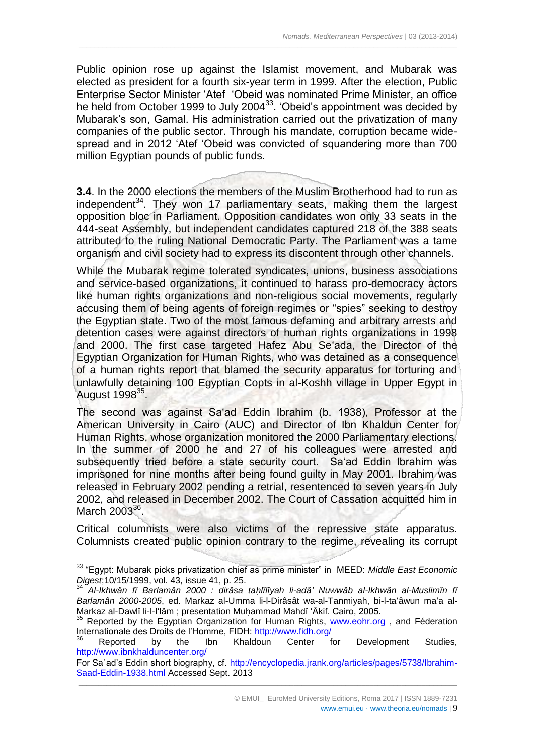Public opinion rose up against the Islamist movement, and Mubarak was elected as president for a fourth six-year term in 1999. After the election, Public Enterprise Sector Minister ʻAtef ʻObeid was nominated Prime Minister, an office he held from October 1999 to July 2004[33]. ʻObeid's appointment was decided by Mubarak's son, Gamal. His administration carried out the privatization of many companies of the public sector. Through his mandate, corruption became wide-spread and in 2012 ʻAtef ʻObeid was convicted of squandering more than 700 million Egyptian pounds of public funds.

**3.4**. In the 2000 elections the members of the Muslim Brotherhood had to run as independent[34]. They won 17 parliamentary seats, making them the largest opposition bloc in Parliament. Opposition candidates won only 33 seats in the 444-seat Assembly, but independent candidates captured 218 of the 388 seats attributed to the ruling National Democratic Party. The Parliament was a tame organism and civil society had to express its discontent through other channels.

While the Mubarak regime tolerated syndicates, unions, business associations and service-based organizations, it continued to harass pro-democracy actors like human rights organizations and non-religious social movements, regularly accusing them of being agents of foreign regimes or "spies" seeking to destroy the Egyptian state. Two of the most famous defaming and arbitrary arrests and detention cases were against directors of human rights organizations in 1998 and 2000. The first case targeted Hafez Abu Seʻada, the Director of the Egyptian Organization for Human Rights, who was detained as a consequence of a human rights report that blamed the security apparatus for torturing and unlawfully detaining 100 Egyptian Copts in al-Koshh village in Upper Egypt in August 1998[35].

The second was against Saʻad Eddin Ibrahim (b. 1938), Professor at the American University in Cairo (AUC) and Director of Ibn Khaldun Center for Human Rights, whose organization monitored the 2000 Parliamentary elections. In the summer of 2000 he and 27 of his colleagues were arrested and subsequently tried before a state security court. Saʻad Eddin Ibrahim was imprisoned for nine months after being found guilty in May 2001. Ibrahim was released in February 2002 pending a retrial, resentenced to seven years in July 2002, and released in December 2002. The Court of Cassation acquitted him in March 2003[36].

Critical columnists were also victims of the repressive state apparatus. Columnists created public opinion contrary to the regime, revealing its corrupt

---

[33] "Egypt: Mubarak picks privatization chief as prime minister" in MEED: *Middle East Economic Digest*;10/15/1999, vol. 43, issue 41, p. 25.

[34] *Al-Ikhwân fî Barlamân 2000 : dirâsa taḥlîlîyah li-adâʼ Nuwwâb al-Ikhwân al-Muslimîn fî Barlamân 2000-2005*, ed. Markaz al-Umma li-l-Dirâsât wa-al-Tanmiyah, bi-l-taʻâwun maʻa al-Markaz al-Dawlî li-l-Iʻlâm ; presentation Muḥammad Mahdî ʻĀkif. Cairo, 2005.

[35] Reported by the Egyptian Organization for Human Rights, www.eohr.org , and Féderation Internationale des Droits de l'Homme, FIDH: http://www.fidh.org/

[36] Reported by the Ibn Khaldoun Center for Development Studies, http://www.ibnkhalduncenter.org/

For Saʻad's Eddin short biography, cf. http://encyclopedia.jrank.org/articles/pages/5738/Ibrahim-Saad-Eddin-1938.html Accessed Sept. 2013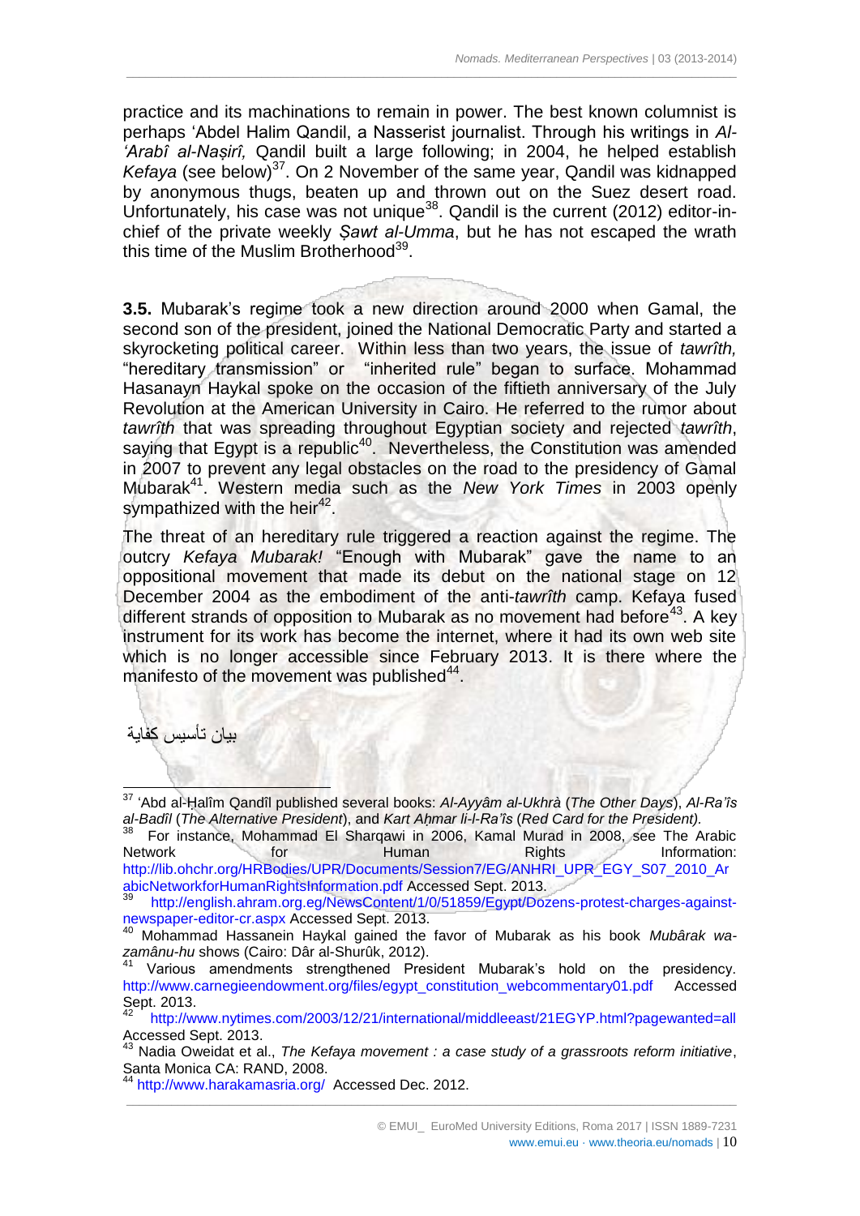practice and its machinations to remain in power. The best known columnist is perhaps 'Abdel Halim Qandil, a Nasserist journalist. Through his writings in *Al-'Arabî al-Naṣirî,* Qandil built a large following; in 2004, he helped establish *Kefaya* (see below)[37]. On 2 November of the same year, Qandil was kidnapped by anonymous thugs, beaten up and thrown out on the Suez desert road. Unfortunately, his case was not unique[38]. Qandil is the current (2012) editor-in-chief of the private weekly *Ṣawt al-Umma*, but he has not escaped the wrath this time of the Muslim Brotherhood[39].

**3.5.** Mubarak's regime took a new direction around 2000 when Gamal, the second son of the president, joined the National Democratic Party and started a skyrocketing political career. Within less than two years, the issue of *tawrîth,* "hereditary transmission" or "inherited rule" began to surface. Mohammad Hasanayn Haykal spoke on the occasion of the fiftieth anniversary of the July Revolution at the American University in Cairo. He referred to the rumor about *tawrîth* that was spreading throughout Egyptian society and rejected *tawrîth*, saying that Egypt is a republic[40]. Nevertheless, the Constitution was amended in 2007 to prevent any legal obstacles on the road to the presidency of Gamal Mubarak[41]. Western media such as the *New York Times* in 2003 openly sympathized with the heir[42].

The threat of an hereditary rule triggered a reaction against the regime. The outcry *Kefaya Mubarak!* "Enough with Mubarak" gave the name to an oppositional movement that made its debut on the national stage on 12 December 2004 as the embodiment of the anti-*tawrîth* camp. Kefaya fused different strands of opposition to Mubarak as no movement had before[43]. A key instrument for its work has become the internet, where it had its own web site which is no longer accessible since February 2013. It is there where the manifesto of the movement was published[44].

بيان تأسيس كفاية

---

[37] 'Abd al-Ḥalîm Qandîl published several books: *Al-Ayyâm al-Ukhrà* (*The Other Days*), *Al-Ra'îs al-Badîl* (*The Alternative President*), and *Kart Aḥmar li-l-Ra'îs* (*Red Card for the President).*

[38] For instance, Mohammad El Sharqawi in 2006, Kamal Murad in 2008, see The Arabic Network for Human Rights Information: http://lib.ohchr.org/HRBodies/UPR/Documents/Session7/EG/ANHRI_UPR_EGY_S07_2010_ArabicNetworkforHumanRightsInformation.pdf Accessed Sept. 2013.

[39] http://english.ahram.org.eg/NewsContent/1/0/51859/Egypt/Dozens-protest-charges-against-newspaper-editor-cr.aspx Accessed Sept. 2013.

[40] Mohammad Hassanein Haykal gained the favor of Mubarak as his book *Mubârak wa-zamânu-hu* shows (Cairo: Dâr al-Shurûk, 2012).

[41] Various amendments strengthened President Mubarak's hold on the presidency. http://www.carnegieendowment.org/files/egypt_constitution_webcommentary01.pdf Accessed Sept. 2013.

[42] http://www.nytimes.com/2003/12/21/international/middleeast/21EGYP.html?pagewanted=all Accessed Sept. 2013.

[43] Nadia Oweidat et al., *The Kefaya movement : a case study of a grassroots reform initiative*, Santa Monica CA: RAND, 2008.

[44] http://www.harakamasria.org/ Accessed Dec. 2012.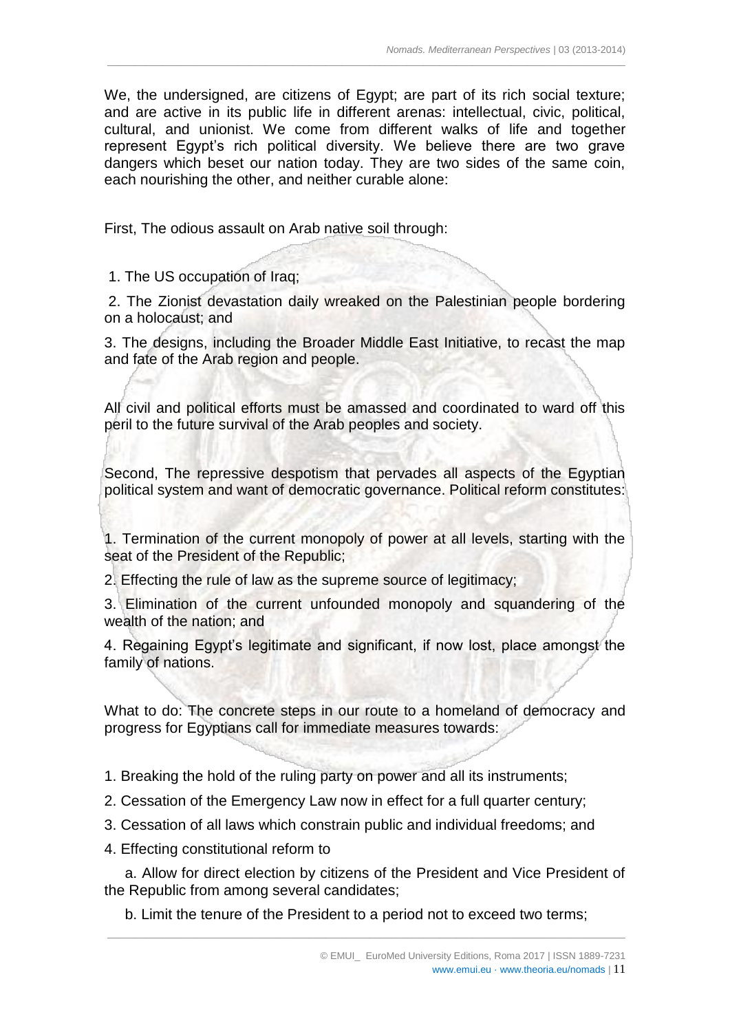We, the undersigned, are citizens of Egypt; are part of its rich social texture; and are active in its public life in different arenas: intellectual, civic, political, cultural, and unionist. We come from different walks of life and together represent Egypt's rich political diversity. We believe there are two grave dangers which beset our nation today. They are two sides of the same coin, each nourishing the other, and neither curable alone:

First, The odious assault on Arab native soil through:

1. The US occupation of Iraq;
2. The Zionist devastation daily wreaked on the Palestinian people bordering on a holocaust; and
3. The designs, including the Broader Middle East Initiative, to recast the map and fate of the Arab region and people.

All civil and political efforts must be amassed and coordinated to ward off this peril to the future survival of the Arab peoples and society.

Second, The repressive despotism that pervades all aspects of the Egyptian political system and want of democratic governance. Political reform constitutes:

1. Termination of the current monopoly of power at all levels, starting with the seat of the President of the Republic;
2. Effecting the rule of law as the supreme source of legitimacy;
3. Elimination of the current unfounded monopoly and squandering of the wealth of the nation; and
4. Regaining Egypt's legitimate and significant, if now lost, place amongst the family of nations.

What to do: The concrete steps in our route to a homeland of democracy and progress for Egyptians call for immediate measures towards:

1. Breaking the hold of the ruling party on power and all its instruments;
2. Cessation of the Emergency Law now in effect for a full quarter century;
3. Cessation of all laws which constrain public and individual freedoms; and
4. Effecting constitutional reform to
   a. Allow for direct election by citizens of the President and Vice President of the Republic from among several candidates;
   b. Limit the tenure of the President to a period not to exceed two terms;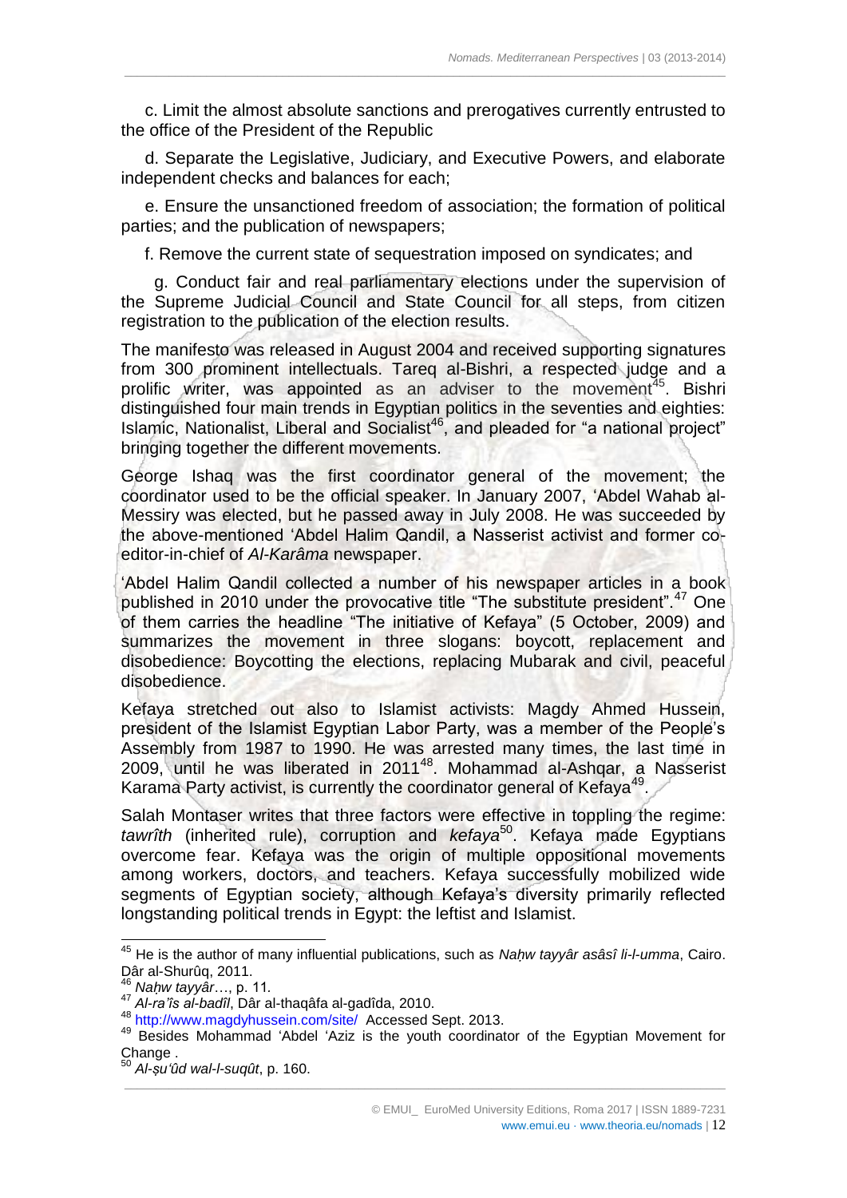c. Limit the almost absolute sanctions and prerogatives currently entrusted to the office of the President of the Republic

d. Separate the Legislative, Judiciary, and Executive Powers, and elaborate independent checks and balances for each;

e. Ensure the unsanctioned freedom of association; the formation of political parties; and the publication of newspapers;

f. Remove the current state of sequestration imposed on syndicates; and

g. Conduct fair and real parliamentary elections under the supervision of the Supreme Judicial Council and State Council for all steps, from citizen registration to the publication of the election results.

The manifesto was released in August 2004 and received supporting signatures from 300 prominent intellectuals. Tareq al-Bishri, a respected judge and a prolific writer, was appointed as an adviser to the movement[45]. Bishri distinguished four main trends in Egyptian politics in the seventies and eighties: Islamic, Nationalist, Liberal and Socialist[46], and pleaded for "a national project" bringing together the different movements.

George Ishaq was the first coordinator general of the movement; the coordinator used to be the official speaker. In January 2007, 'Abdel Wahab al-Messiry was elected, but he passed away in July 2008. He was succeeded by the above-mentioned 'Abdel Halim Qandil, a Nasserist activist and former co-editor-in-chief of *Al-Karâma* newspaper.

'Abdel Halim Qandil collected a number of his newspaper articles in a book published in 2010 under the provocative title "The substitute president".[47] One of them carries the headline "The initiative of Kefaya" (5 October, 2009) and summarizes the movement in three slogans: boycott, replacement and disobedience: Boycotting the elections, replacing Mubarak and civil, peaceful disobedience.

Kefaya stretched out also to Islamist activists: Magdy Ahmed Hussein, president of the Islamist Egyptian Labor Party, was a member of the People's Assembly from 1987 to 1990. He was arrested many times, the last time in 2009, until he was liberated in 2011[48]. Mohammad al-Ashqar, a Nasserist Karama Party activist, is currently the coordinator general of Kefaya[49].

Salah Montaser writes that three factors were effective in toppling the regime: *tawrîth* (inherited rule), corruption and *kefaya*[50]. Kefaya made Egyptians overcome fear. Kefaya was the origin of multiple oppositional movements among workers, doctors, and teachers. Kefaya successfully mobilized wide segments of Egyptian society, although Kefaya's diversity primarily reflected longstanding political trends in Egypt: the leftist and Islamist.

---

[45] He is the author of many influential publications, such as *Naḥw tayyâr asâsî li-l-umma*, Cairo. Dâr al-Shurûq, 2011.

[46] *Naḥw tayyâr*…, p. 11.

[47] *Al-ra'îs al-badîl*, Dâr al-thaqâfa al-gadîda, 2010.

[48] http://www.magdyhussein.com/site/ Accessed Sept. 2013.

[49] Besides Mohammad 'Abdel 'Aziz is the youth coordinator of the Egyptian Movement for Change .

[50] *Al-ṣu'ûd wal-l-suqût*, p. 160.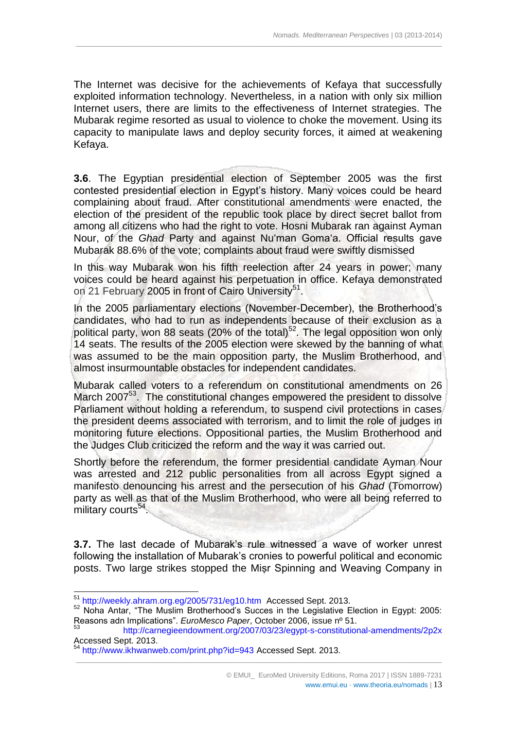The Internet was decisive for the achievements of Kefaya that successfully exploited information technology. Nevertheless, in a nation with only six million Internet users, there are limits to the effectiveness of Internet strategies. The Mubarak regime resorted as usual to violence to choke the movement. Using its capacity to manipulate laws and deploy security forces, it aimed at weakening Kefaya.

**3.6**. The Egyptian presidential election of September 2005 was the first contested presidential election in Egypt's history. Many voices could be heard complaining about fraud. After constitutional amendments were enacted, the election of the president of the republic took place by direct secret ballot from among all citizens who had the right to vote. Hosni Mubarak ran against Ayman Nour, of the *Ghad* Party and against Nu'man Goma'a. Official results gave Mubarak 88.6% of the vote; complaints about fraud were swiftly dismissed

In this way Mubarak won his fifth reelection after 24 years in power; many voices could be heard against his perpetuation in office. Kefaya demonstrated on 21 February 2005 in front of Cairo University[51].

In the 2005 parliamentary elections (November-December), the Brotherhood's candidates, who had to run as independents because of their exclusion as a political party, won 88 seats (20% of the total)[52]. The legal opposition won only 14 seats. The results of the 2005 election were skewed by the banning of what was assumed to be the main opposition party, the Muslim Brotherhood, and almost insurmountable obstacles for independent candidates.

Mubarak called voters to a referendum on constitutional amendments on 26 March 2007[53]. The constitutional changes empowered the president to dissolve Parliament without holding a referendum, to suspend civil protections in cases the president deems associated with terrorism, and to limit the role of judges in monitoring future elections. Oppositional parties, the Muslim Brotherhood and the Judges Club criticized the reform and the way it was carried out.

Shortly before the referendum, the former presidential candidate Ayman Nour was arrested and 212 public personalities from all across Egypt signed a manifesto denouncing his arrest and the persecution of his *Ghad* (Tomorrow) party as well as that of the Muslim Brotherhood, who were all being referred to military courts[54].

**3.7.** The last decade of Mubarak's rule witnessed a wave of worker unrest following the installation of Mubarak's cronies to powerful political and economic posts. Two large strikes stopped the Mișr Spinning and Weaving Company in

---

[51] http://weekly.ahram.org.eg/2005/731/eg10.htm Accessed Sept. 2013.

[52] Noha Antar, "The Muslim Brotherhood's Succes in the Legislative Election in Egypt: 2005: Reasons adn Implications". *EuroMesco Paper*, October 2006, issue nº 51.

[53] http://carnegieendowment.org/2007/03/23/egypt-s-constitutional-amendments/2p2x Accessed Sept. 2013.

[54] http://www.ikhwanweb.com/print.php?id=943 Accessed Sept. 2013.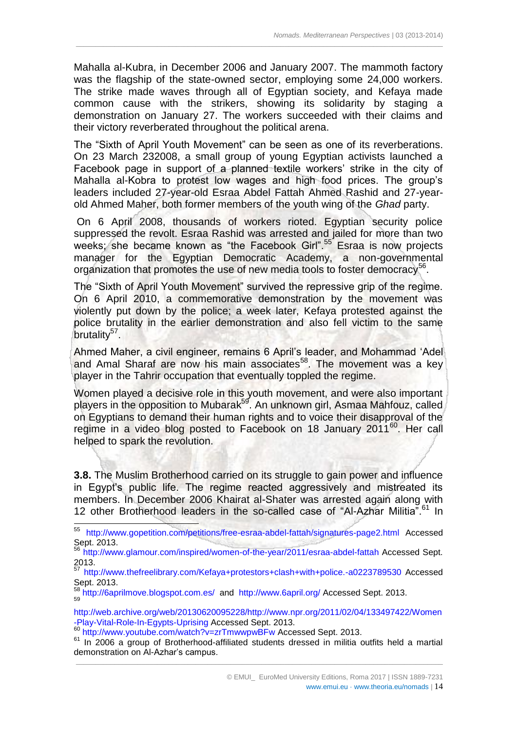Mahalla al-Kubra, in December 2006 and January 2007. The mammoth factory was the flagship of the state-owned sector, employing some 24,000 workers. The strike made waves through all of Egyptian society, and Kefaya made common cause with the strikers, showing its solidarity by staging a demonstration on January 27. The workers succeeded with their claims and their victory reverberated throughout the political arena.

The "Sixth of April Youth Movement" can be seen as one of its reverberations. On 23 March 232008, a small group of young Egyptian activists launched a Facebook page in support of a planned textile workers' strike in the city of Mahalla al-Kobra to protest low wages and high food prices. The group's leaders included 27-year-old Esraa Abdel Fattah Ahmed Rashid and 27-year-old Ahmed Maher, both former members of the youth wing of the *Ghad* party.

On 6 April 2008, thousands of workers rioted. Egyptian security police suppressed the revolt. Esraa Rashid was arrested and jailed for more than two weeks; she became known as "the Facebook Girl".[55] Esraa is now projects manager for the Egyptian Democratic Academy, a non-governmental organization that promotes the use of new media tools to foster democracy[56].

The "Sixth of April Youth Movement" survived the repressive grip of the regime. On 6 April 2010, a commemorative demonstration by the movement was violently put down by the police; a week later, Kefaya protested against the police brutality in the earlier demonstration and also fell victim to the same brutality[57].

Ahmed Maher, a civil engineer, remains 6 April's leader, and Mohammad 'Adel and Amal Sharaf are now his main associates[58]. The movement was a key player in the Tahrir occupation that eventually toppled the regime.

Women played a decisive role in this youth movement, and were also important players in the opposition to Mubarak[59]. An unknown girl, Asmaa Mahfouz, called on Egyptians to demand their human rights and to voice their disapproval of the regime in a video blog posted to Facebook on 18 January 2011[60]. Her call helped to spark the revolution.

**3.8.** The Muslim Brotherhood carried on its struggle to gain power and influence in Egypt's public life. The regime reacted aggressively and mistreated its members. In December 2006 Khairat al-Shater was arrested again along with 12 other Brotherhood leaders in the so-called case of "Al-Azhar Militia".[61] In

---

[55] http://www.gopetition.com/petitions/free-esraa-abdel-fattah/signatures-page2.html Accessed Sept. 2013.

[56] http://www.glamour.com/inspired/women-of-the-year/2011/esraa-abdel-fattah Accessed Sept. 2013.

[57] http://www.thefreelibrary.com/Kefaya+protestors+clash+with+police.-a0223789530 Accessed Sept. 2013.

[58] http://6aprilmove.blogspot.com.es/ and http://www.6april.org/ Accessed Sept. 2013.

[59] http://web.archive.org/web/20130620095228/http://www.npr.org/2011/02/04/133497422/Women-Play-Vital-Role-In-Egypts-Uprising Accessed Sept. 2013.

[60] http://www.youtube.com/watch?v=zrTmwwpwBFw Accessed Sept. 2013.

[61] In 2006 a group of Brotherhood-affiliated students dressed in militia outfits held a martial demonstration on Al-Azhar's campus.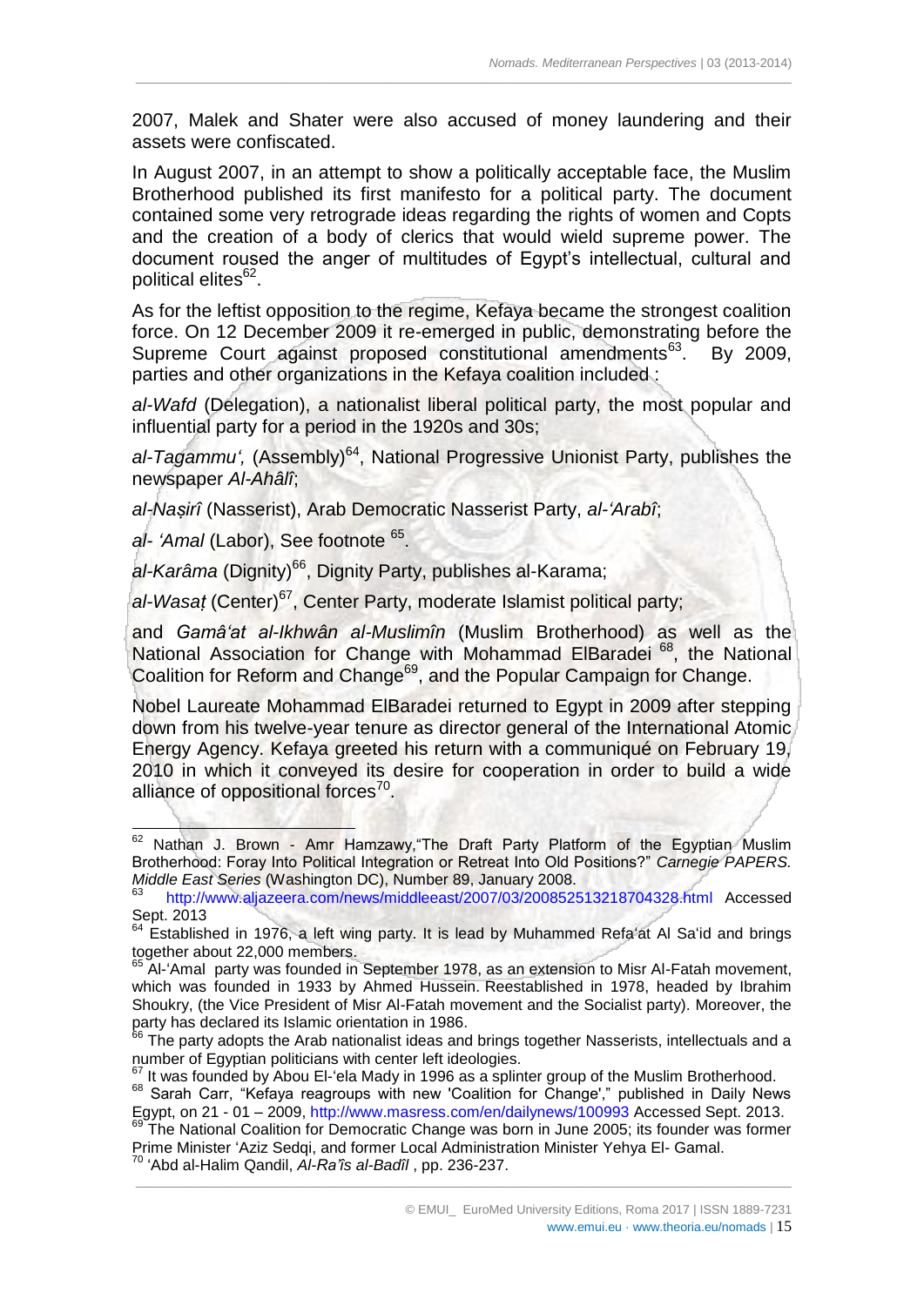2007, Malek and Shater were also accused of money laundering and their assets were confiscated.

In August 2007, in an attempt to show a politically acceptable face, the Muslim Brotherhood published its first manifesto for a political party. The document contained some very retrograde ideas regarding the rights of women and Copts and the creation of a body of clerics that would wield supreme power. The document roused the anger of multitudes of Egypt's intellectual, cultural and political elites[62].

As for the leftist opposition to the regime, Kefaya became the strongest coalition force. On 12 December 2009 it re-emerged in public, demonstrating before the Supreme Court against proposed constitutional amendments[63]. By 2009, parties and other organizations in the Kefaya coalition included :

*al-Wafd* (Delegation), a nationalist liberal political party, the most popular and influential party for a period in the 1920s and 30s;

*al-Tagammu',* (Assembly)[64], National Progressive Unionist Party, publishes the newspaper *Al-Ahâlî*;

*al-Naṣirî* (Nasserist), Arab Democratic Nasserist Party, *al-'Arabî*;

*al- 'Amal* (Labor), See footnote [65].

*al-Karâma* (Dignity)[66], Dignity Party, publishes al-Karama;

*al-Wasaṭ* (Center)[67], Center Party, moderate Islamist political party;

and *Gamâ'at al-Ikhwân al-Muslimîn* (Muslim Brotherhood) as well as the National Association for Change with Mohammad ElBaradei [68], the National Coalition for Reform and Change[69], and the Popular Campaign for Change.

Nobel Laureate Mohammad ElBaradei returned to Egypt in 2009 after stepping down from his twelve-year tenure as director general of the International Atomic Energy Agency. Kefaya greeted his return with a communiqué on February 19, 2010 in which it conveyed its desire for cooperation in order to build a wide alliance of oppositional forces[70].

---

[62] Nathan J. Brown - Amr Hamzawy,"The Draft Party Platform of the Egyptian Muslim Brotherhood: Foray Into Political Integration or Retreat Into Old Positions?" *Carnegie PAPERS. Middle East Series* (Washington DC), Number 89, January 2008.

[63] http://www.aljazeera.com/news/middleeast/2007/03/200852513218704328.html Accessed Sept. 2013

[64] Established in 1976, a left wing party. It is lead by Muhammed Refa'at Al Sa'id and brings together about 22,000 members.

[65] Al-'Amal party was founded in September 1978, as an extension to Misr Al-Fatah movement, which was founded in 1933 by Ahmed Hussein. Reestablished in 1978, headed by Ibrahim Shoukry, (the Vice President of Misr Al-Fatah movement and the Socialist party). Moreover, the party has declared its Islamic orientation in 1986.

[66] The party adopts the Arab nationalist ideas and brings together Nasserists, intellectuals and a number of Egyptian politicians with center left ideologies.

[67] It was founded by Abou El-'ela Mady in 1996 as a splinter group of the Muslim Brotherhood.

[68] Sarah Carr, "Kefaya reagroups with new 'Coalition for Change'," published in Daily News Egypt, on 21 - 01 – 2009, http://www.masress.com/en/dailynews/100993 Accessed Sept. 2013.

[69] The National Coalition for Democratic Change was born in June 2005; its founder was former Prime Minister 'Aziz Sedqi, and former Local Administration Minister Yehya El- Gamal.

[70] 'Abd al-Halim Qandil, *Al-Ra'îs al-Badîl* , pp. 236-237.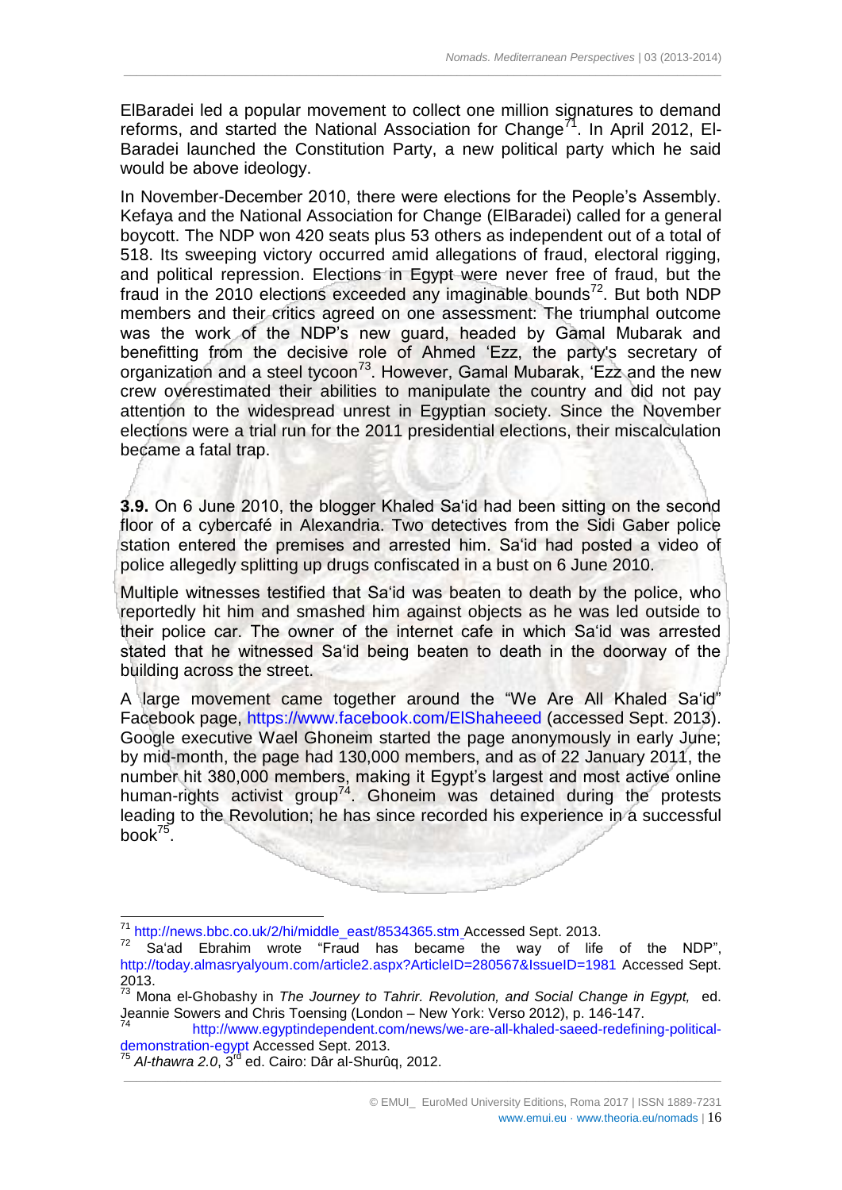ElBaradei led a popular movement to collect one million signatures to demand reforms, and started the National Association for Change[71]. In April 2012, El-Baradei launched the Constitution Party, a new political party which he said would be above ideology.

In November-December 2010, there were elections for the People's Assembly. Kefaya and the National Association for Change (ElBaradei) called for a general boycott. The NDP won 420 seats plus 53 others as independent out of a total of 518. Its sweeping victory occurred amid allegations of fraud, electoral rigging, and political repression. Elections in Egypt were never free of fraud, but the fraud in the 2010 elections exceeded any imaginable bounds[72]. But both NDP members and their critics agreed on one assessment: The triumphal outcome was the work of the NDP's new guard, headed by Gamal Mubarak and benefitting from the decisive role of Ahmed 'Ezz, the party's secretary of organization and a steel tycoon[73]. However, Gamal Mubarak, 'Ezz and the new crew overestimated their abilities to manipulate the country and did not pay attention to the widespread unrest in Egyptian society. Since the November elections were a trial run for the 2011 presidential elections, their miscalculation became a fatal trap.

**3.9.** On 6 June 2010, the blogger Khaled Sa'id had been sitting on the second floor of a cybercafé in Alexandria. Two detectives from the Sidi Gaber police station entered the premises and arrested him. Sa'id had posted a video of police allegedly splitting up drugs confiscated in a bust on 6 June 2010.

Multiple witnesses testified that Sa'id was beaten to death by the police, who reportedly hit him and smashed him against objects as he was led outside to their police car. The owner of the internet cafe in which Sa'id was arrested stated that he witnessed Sa'id being beaten to death in the doorway of the building across the street.

A large movement came together around the "We Are All Khaled Sa'id" Facebook page, https://www.facebook.com/ElShaheeed (accessed Sept. 2013). Google executive Wael Ghoneim started the page anonymously in early June; by mid-month, the page had 130,000 members, and as of 22 January 2011, the number hit 380,000 members, making it Egypt's largest and most active online human-rights activist group[74]. Ghoneim was detained during the protests leading to the Revolution; he has since recorded his experience in a successful book[75].

---

[71] http://news.bbc.co.uk/2/hi/middle_east/8534365.stm Accessed Sept. 2013.

[72] Sa'ad Ebrahim wrote "Fraud has became the way of life of the NDP", http://today.almasryalyoum.com/article2.aspx?ArticleID=280567&IssueID=1981 Accessed Sept. 2013.

[73] Mona el-Ghobashy in *The Journey to Tahrir. Revolution, and Social Change in Egypt,* ed. Jeannie Sowers and Chris Toensing (London – New York: Verso 2012), p. 146-147.

[74] http://www.egyptindependent.com/news/we-are-all-khaled-saeed-redefining-political-demonstration-egypt Accessed Sept. 2013.

[75] *Al-thawra 2.0*, 3rd ed. Cairo: Dâr al-Shurûq, 2012.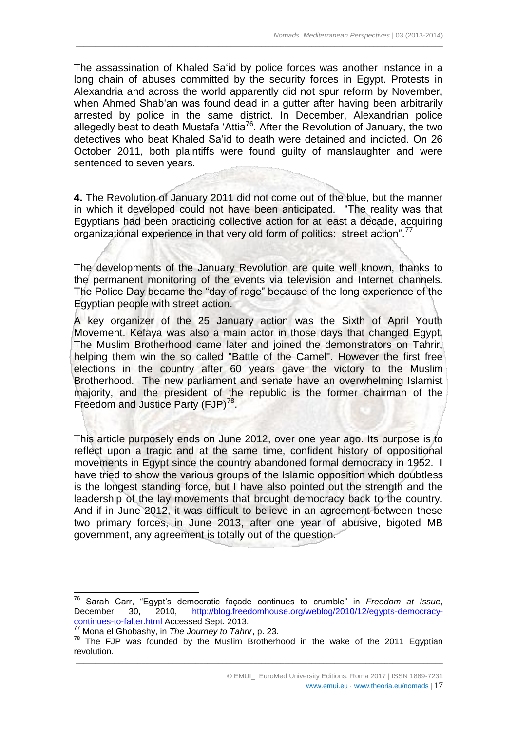The assassination of Khaled Sa'id by police forces was another instance in a long chain of abuses committed by the security forces in Egypt. Protests in Alexandria and across the world apparently did not spur reform by November, when Ahmed Shab'an was found dead in a gutter after having been arbitrarily arrested by police in the same district. In December, Alexandrian police allegedly beat to death Mustafa 'Attia[76]. After the Revolution of January, the two detectives who beat Khaled Sa'id to death were detained and indicted. On 26 October 2011, both plaintiffs were found guilty of manslaughter and were sentenced to seven years.

**4.** The Revolution of January 2011 did not come out of the blue, but the manner in which it developed could not have been anticipated. "The reality was that Egyptians had been practicing collective action for at least a decade, acquiring organizational experience in that very old form of politics: street action".[77]

The developments of the January Revolution are quite well known, thanks to the permanent monitoring of the events via television and Internet channels. The Police Day became the "day of rage" because of the long experience of the Egyptian people with street action.

A key organizer of the 25 January action was the Sixth of April Youth Movement. Kefaya was also a main actor in those days that changed Egypt. The Muslim Brotherhood came later and joined the demonstrators on Tahrir, helping them win the so called "Battle of the Camel". However the first free elections in the country after 60 years gave the victory to the Muslim Brotherhood. The new parliament and senate have an overwhelming Islamist majority, and the president of the republic is the former chairman of the Freedom and Justice Party (FJP)[78].

This article purposely ends on June 2012, over one year ago. Its purpose is to reflect upon a tragic and at the same time, confident history of oppositional movements in Egypt since the country abandoned formal democracy in 1952. I have tried to show the various groups of the Islamic opposition which doubtless is the longest standing force, but I have also pointed out the strength and the leadership of the lay movements that brought democracy back to the country. And if in June 2012, it was difficult to believe in an agreement between these two primary forces, in June 2013, after one year of abusive, bigoted MB government, any agreement is totally out of the question.

---

[76] Sarah Carr, "Egypt's democratic façade continues to crumble" in *Freedom at Issue*, December 30, 2010, http://blog.freedomhouse.org/weblog/2010/12/egypts-democracy-continues-to-falter.html Accessed Sept. 2013.

[77] Mona el Ghobashy, in *The Journey to Tahrir*, p. 23.

[78] The FJP was founded by the Muslim Brotherhood in the wake of the 2011 Egyptian revolution.